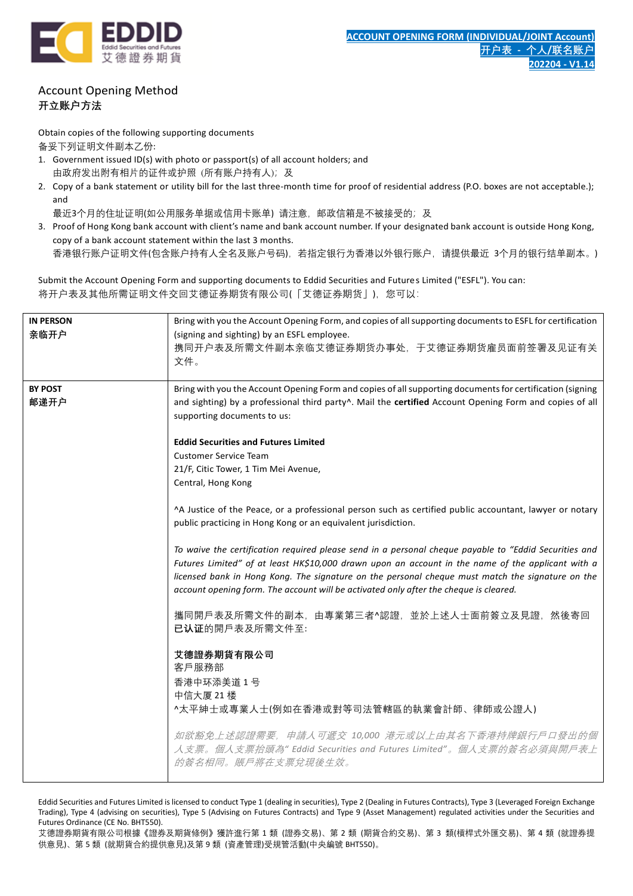**ACCOUNT OPENING FORM (INDIVIDUAL/JOINT Account)**
**开户表 - 个人/联名账户**
**202204 - V1.14**

## Account Opening Method
## 开立账户方法

Obtain copies of the following supporting documents
备妥下列证明文件副本乙份:

1. Government issued ID(s) with photo or passport(s) of all account holders; and
   由政府发出附有相片的证件或护照（所有账户持有人）; 及
2. Copy of a bank statement or utility bill for the last three-month time for proof of residential address (P.O. boxes are not acceptable.); and
   最近3个月的住址证明(如公用服务单据或信用卡账单) 请注意，邮政信箱是不被接受的; 及
3. Proof of Hong Kong bank account with client's name and bank account number. If your designated bank account is outside Hong Kong, copy of a bank account statement within the last 3 months.
   香港银行账户证明文件(包含账户持有人全名及账户号码)，若指定银行为香港以外银行账户，请提供最近 3个月的银行结单副本。)

Submit the Account Opening Form and supporting documents to Eddid Securities and Futures Limited ("ESFL"). You can:
将开户表及其他所需证明文件交回艾德证券期货有限公司(「艾德证券期货」)，您可以:

| | |
|---|---|
| **IN PERSON**<br>**亲临开户** | Bring with you the Account Opening Form, and copies of all supporting documents to ESFL for certification (signing and sighting) by an ESFL employee.<br>携同开户表及所需文件副本亲临艾德证券期货办事处，于艾德证券期货雇员面前签署及见证有关文件。 |
| **BY POST**<br>**邮递开户** | Bring with you the Account Opening Form and copies of all supporting documents for certification (signing and sighting) by a professional third party^. Mail the **certified** Account Opening Form and copies of all supporting documents to us:<br><br>**Eddid Securities and Futures Limited**<br>Customer Service Team<br>21/F, Citic Tower, 1 Tim Mei Avenue,<br>Central, Hong Kong<br><br>^A Justice of the Peace, or a professional person such as certified public accountant, lawyer or notary public practicing in Hong Kong or an equivalent jurisdiction.<br><br>*To waive the certification required please send in a personal cheque payable to "Eddid Securities and Futures Limited" of at least HK$10,000 drawn upon an account in the name of the applicant with a licensed bank in Hong Kong. The signature on the personal cheque must match the signature on the account opening form. The account will be activated only after the cheque is cleared.*<br><br>攜同開戶表及所需文件的副本，由專業第三者^認證，並於上述人士面前簽立及見證，然後寄回**已认证**的開戶表及所需文件至:<br><br>**艾德證券期貨有限公司**<br>客戶服務部<br>香港中环添美道 1 号<br>中信大厦 21 楼<br>^太平紳士或專業人士(例如在香港或對等司法管轄區的執業會計師、律師或公證人)<br><br>*如欲豁免上述認證需要，申請人可遞交 10,000 港元或以上由其名下香港持牌銀行戶口發出的個人支票。個人支票抬頭為" Eddid Securities and Futures Limited"。個人支票的簽名必須與開戶表上的簽名相同。賬戶將在支票兌現後生效。* |

Eddid Securities and Futures Limited is licensed to conduct Type 1 (dealing in securities), Type 2 (Dealing in Futures Contracts), Type 3 (Leveraged Foreign Exchange Trading), Type 4 (advising on securities), Type 5 (Advising on Futures Contracts) and Type 9 (Asset Management) regulated activities under the Securities and Futures Ordinance (CE No. BHT550).
艾德證券期貨有限公司根據《證券及期貨條例》獲許進行第 1 類 (證券交易)、第 2 類 (期貨合約交易)、第 3 類(槓桿式外匯交易)、第 4 類 (就證券提供意見)、第 5 類 (就期貨合約提供意見)及第 9 類 (資產管理)受規管活動(中央編號 BHT550)。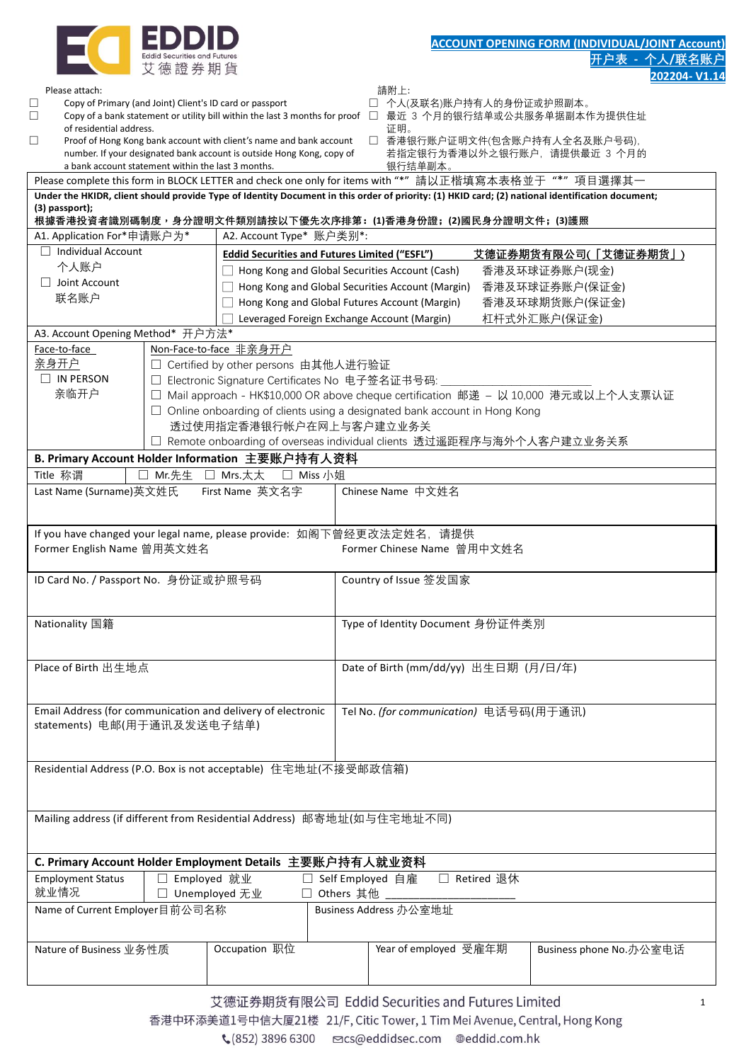**ACCOUNT OPENING FORM (INDIVIDUAL/JOINT Account)**
**开户表 - 个人/联名账户**
**202204- V1.14**

Please attach:
- ☐ Copy of Primary (and Joint) Client's ID card or passport
- ☐ Copy of a bank statement or utility bill within the last 3 months for proof of residential address.
- ☐ Proof of Hong Kong bank account with client's name and bank account number. If your designated bank account is outside Hong Kong, copy of a bank account statement within the last 3 months.

請附上:
- ☐ 个人(及联名)账户持有人的身份证或护照副本。
- ☐ 最近 3 个月的银行结单或公共服务单据副本作为提供住址证明。
- ☐ 香港银行账户证明文件(包含账户持有人全名及账户号码), 若指定银行为香港以外之银行账户, 请提供最近 3 个月的银行结单副本。

Please complete this form in BLOCK LETTER and check one only for items with "*" 請以正楷填寫本表格並于 "*" 項目選擇其一

**Under the HKIDR, client should provide Type of Identity Document in this order of priority: (1) HKID card; (2) national identification document; (3) passport);**
**根據香港投資者識別碼制度，身分證明文件類別請按以下優先次序排第：(1)香港身份證；(2)國民身分證明文件；(3)護照**

| A1. Application For* 申请账户为* | A2. Account Type* 账户类别*: |
|---|---|
| ☐ Individual Account 个人账户<br>☐ Joint Account 联名账户 | **Eddid Securities and Futures Limited ("ESFL") 艾德证券期货有限公司(「艾德证券期貨」)**<br>☐ Hong Kong and Global Securities Account (Cash) 香港及环球证券账户(现金)<br>☐ Hong Kong and Global Securities Account (Margin) 香港及环球证券账户(保证金)<br>☐ Hong Kong and Global Futures Account (Margin) 香港及环球期货账户(保证金)<br>☐ Leveraged Foreign Exchange Account (Margin) 杠杆式外汇账户(保证金) |

A3. Account Opening Method* 开户方法*

| Face-to-face 亲身开户 | Non-Face-to-face 非亲身开户 |
|---|---|
| ☐ IN PERSON 亲临开户 | ☐ Certified by other persons 由其他人进行验证<br>☐ Electronic Signature Certificates No 电子签名证书号码: ____________________<br>☐ Mail approach - HK$10,000 OR above cheque certification 邮递 – 以 10,000 港元或以上个人支票认证<br>☐ Online onboarding of clients using a designated bank account in Hong Kong 透过使用指定香港银行帐户在网上与客户建立业务关<br>☐ Remote onboarding of overseas individual clients 透过遥距程序与海外个人客户建立业务关系 |

## B. Primary Account Holder Information 主要账户持有人资料

Title 称谓 ☐ Mr.先生 ☐ Mrs.太太 ☐ Miss 小姐

| Last Name (Surname)英文姓氏 | First Name 英文名字 | Chinese Name 中文姓名 |
|---|---|---|
| | | |

If you have changed your legal name, please provide: 如阁下曾经更改法定姓名，请提供

| Former English Name 曾用英文姓名 | Former Chinese Name 曾用中文姓名 |
|---|---|
| | |

| | |
|---|---|
| ID Card No. / Passport No. 身份证或护照号码 | Country of Issue 签发国家 |
| Nationality 国籍 | Type of Identity Document 身份证件类别 |
| Place of Birth 出生地点 | Date of Birth (mm/dd/yy) 出生日期 (月/日/年) |
| Email Address (for communication and delivery of electronic statements) 电邮(用于通讯及发送电子结单) | Tel No. *(for communication)* 电话号码(用于通讯) |

Residential Address (P.O. Box is not acceptable) 住宅地址(不接受邮政信箱)

Mailing address (if different from Residential Address) 邮寄地址(如与住宅地址不同)

## C. Primary Account Holder Employment Details 主要账户持有人就业资料

Employment Status 就业情况: ☐ Employed 就业 ☐ Self Employed 自雇 ☐ Retired 退休 ☐ Unemployed 无业 ☐ Others 其他 ____________________

| Name of Current Employer 目前公司名称 | Business Address 办公室地址 |
|---|---|
| | |

| Nature of Business 业务性质 | Occupation 职位 | Year of employed 受雇年期 | Business phone No.办公室电话 |
|---|---|---|---|
| | | | |

艾德证券期货有限公司 Eddid Securities and Futures Limited
香港中环添美道1号中信大厦21楼 21/F, Citic Tower, 1 Tim Mei Avenue, Central, Hong Kong
(852) 3896 6300 cs@eddidsec.com eddid.com.hk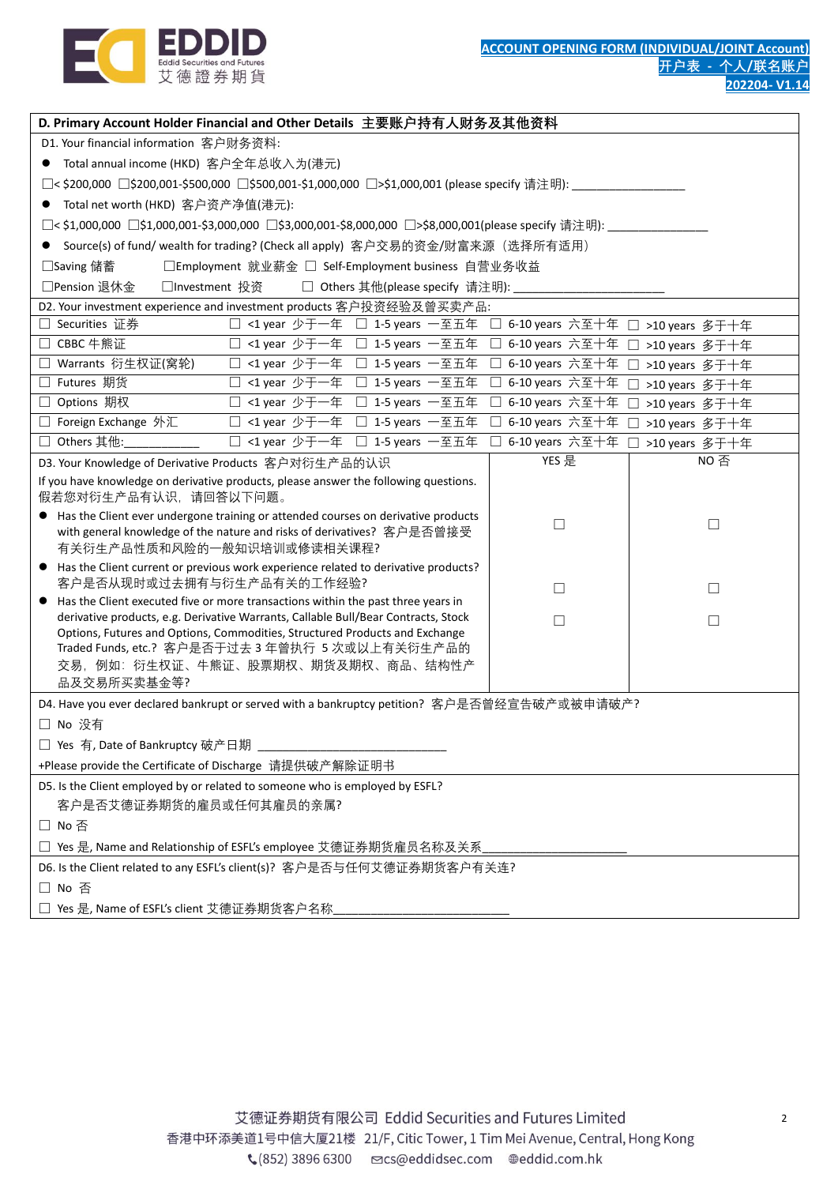## D. Primary Account Holder Financial and Other Details 主要账户持有人财务及其他资料

D1. Your financial information 客户财务资料:

- Total annual income (HKD) 客户全年总收入为(港元)

☐< $200,000 ☐$200,001-$500,000 ☐$500,001-$1,000,000 ☐>$1,000,001 (please specify 请注明): ________________

- Total net worth (HKD) 客户资产净值(港元):

☐< $1,000,000 ☐$1,000,001-$3,000,000 ☐$3,000,001-$8,000,000 ☐>$8,000,001(please specify 请注明): ______________

- Source(s) of fund/ wealth for trading? (Check all apply) 客户交易的资金/财富来源（选择所有适用）

☐Saving 储蓄 ☐Employment 就业薪金 ☐ Self-Employment business 自营业务收益

☐Pension 退休金 ☐Investment 投资 ☐ Others 其他(please specify 请注明): ______________________

D2. Your investment experience and investment products 客户投资经验及曾买卖产品:

| | | | | |
|---|---|---|---|---|
| ☐ Securities 证券 | ☐ <1 year 少于一年 | ☐ 1-5 years 一至五年 | ☐ 6-10 years 六至十年 | ☐ >10 years 多于十年 |
| ☐ CBBC 牛熊证 | ☐ <1 year 少于一年 | ☐ 1-5 years 一至五年 | ☐ 6-10 years 六至十年 | ☐ >10 years 多于十年 |
| ☐ Warrants 衍生权证(窝轮) | ☐ <1 year 少于一年 | ☐ 1-5 years 一至五年 | ☐ 6-10 years 六至十年 | ☐ >10 years 多于十年 |
| ☐ Futures 期货 | ☐ <1 year 少于一年 | ☐ 1-5 years 一至五年 | ☐ 6-10 years 六至十年 | ☐ >10 years 多于十年 |
| ☐ Options 期权 | ☐ <1 year 少于一年 | ☐ 1-5 years 一至五年 | ☐ 6-10 years 六至十年 | ☐ >10 years 多于十年 |
| ☐ Foreign Exchange 外汇 | ☐ <1 year 少于一年 | ☐ 1-5 years 一至五年 | ☐ 6-10 years 六至十年 | ☐ >10 years 多于十年 |
| ☐ Others 其他:__________ | ☐ <1 year 少于一年 | ☐ 1-5 years 一至五年 | ☐ 6-10 years 六至十年 | ☐ >10 years 多于十年 |

| D3. Your Knowledge of Derivative Products 客户对衍生产品的认识<br>If you have knowledge on derivative products, please answer the following questions. 假若您对衍生产品有认识，请回答以下问题。 | YES 是 | NO 否 |
|---|---|---|
| ● Has the Client ever undergone training or attended courses on derivative products with general knowledge of the nature and risks of derivatives? 客户是否曾接受有关衍生产品性质和风险的一般知识培训或修读相关课程? | ☐ | ☐ |
| ● Has the Client current or previous work experience related to derivative products? 客户是否从现时或过去拥有与衍生产品有关的工作经验? | ☐ | ☐ |
| ● Has the Client executed five or more transactions within the past three years in derivative products, e.g. Derivative Warrants, Callable Bull/Bear Contracts, Stock Options, Futures and Options, Commodities, Structured Products and Exchange Traded Funds, etc.? 客户是否于过去 3 年曾执行 5 次或以上有关衍生产品的交易，例如：衍生权证、牛熊证、股票期权、期货及期权、商品、结构性产品及交易所买卖基金等? | ☐ | ☐ |

D4. Have you ever declared bankrupt or served with a bankruptcy petition? 客户是否曾经宣告破产或被申请破产?

☐ No 没有

☐ Yes 有, Date of Bankruptcy 破产日期 ______________________________

+Please provide the Certificate of Discharge 请提供破产解除证明书

D5. Is the Client employed by or related to someone who is employed by ESFL?
客户是否艾德证券期货的雇员或任何其雇员的亲属?

☐ No 否

☐ Yes 是, Name and Relationship of ESFL's employee 艾德证券期货雇员名称及关系______________________

D6. Is the Client related to any ESFL's client(s)? 客户是否与任何艾德证券期货客户有关连?

☐ No 否

☐ Yes 是, Name of ESFL's client 艾德证券期货客户名称___________________________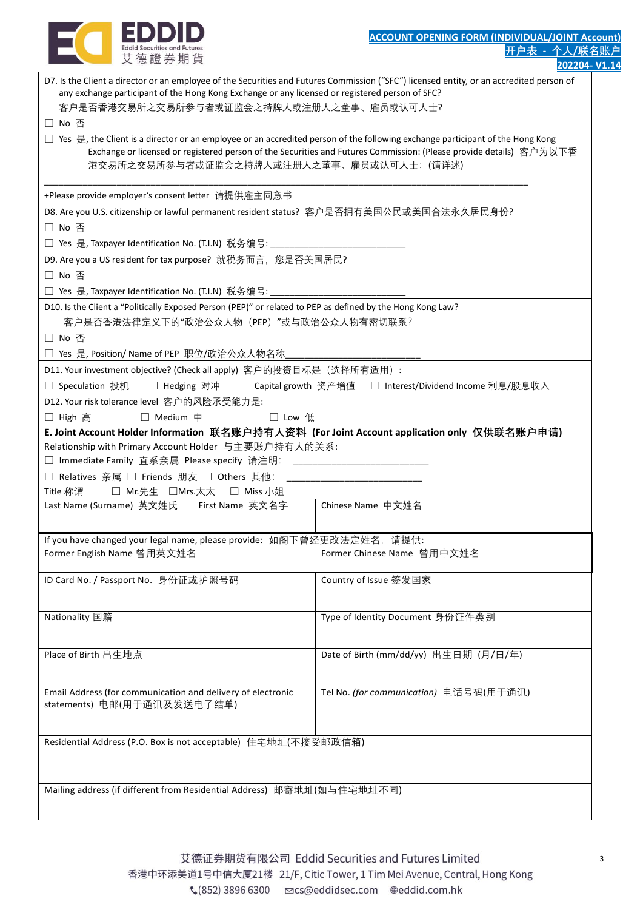**ACCOUNT OPENING FORM (INDIVIDUAL/JOINT Account)**
**开户表 - 个人/联名账户**
**202204- V1.14**

D7. Is the Client a director or an employee of the Securities and Futures Commission ("SFC") licensed entity, or an accredited person of any exchange participant of the Hong Kong Exchange or any licensed or registered person of SFC?
客户是否香港交易所之交易所参与者或证监会之持牌人或注册人之董事、雇员或认可人士?

☐ No 否

☐ Yes 是, the Client is a director or an employee or an accredited person of the following exchange participant of the Hong Kong Exchange or licensed or registered person of the Securities and Futures Commission: (Please provide details) 客户为以下香港交易所之交易所参与者或证监会之持牌人或注册人之董事、雇员或认可人士: (请详述)

______________________________________________________________________________

+Please provide employer's consent letter 请提供雇主同意书

D8. Are you U.S. citizenship or lawful permanent resident status? 客户是否拥有美国公民或美国合法永久居民身份?

☐ No 否

☐ Yes 是, Taxpayer Identification No. (T.I.N) 税务编号: ___________________________

D9. Are you a US resident for tax purpose? 就税务而言, 您是否美国居民?

☐ No 否

☐ Yes 是, Taxpayer Identification No. (T.I.N) 税务编号: ___________________________

D10. Is the Client a "Politically Exposed Person (PEP)" or related to PEP as defined by the Hong Kong Law?
客户是否香港法律定义下的"政治公众人物 (PEP) "或与政治公众人物有密切联系?

☐ No 否

☐ Yes 是, Position/ Name of PEP 职位/政治公众人物名称___________________________

D11. Your investment objective? (Check all apply) 客户的投资目标是 (选择所有适用):

☐ Speculation 投机 ☐ Hedging 对冲 ☐ Capital growth 资产增值 ☐ Interest/Dividend Income 利息/股息收入

D12. Your risk tolerance level 客户的风险承受能力是:

☐ High 高 ☐ Medium 中 ☐ Low 低

## E. Joint Account Holder Information 联名账户持有人资料 (For Joint Account application only 仅供联名账户申请)

Relationship with Primary Account Holder 与主要账户持有人的关系:

☐ Immediate Family 直系亲属 Please specify 请注明: ___________________________

☐ Relatives 亲属 ☐ Friends 朋友 ☐ Others 其他: ___________________________

Title 称谓 | ☐ Mr.先生 ☐Mrs.太太 ☐ Miss 小姐

| Last Name (Surname) 英文姓氏 First Name 英文名字 | Chinese Name 中文姓名 |
|---|---|
| If you have changed your legal name, please provide: 如阁下曾经更改法定姓名, 请提供:<br>Former English Name 曾用英文姓名 | Former Chinese Name 曾用中文姓名 |
| ID Card No. / Passport No. 身份证或护照号码 | Country of Issue 签发国家 |
| Nationality 国籍 | Type of Identity Document 身份证件类别 |
| Place of Birth 出生地点 | Date of Birth (mm/dd/yy) 出生日期 (月/日/年) |
| Email Address (for communication and delivery of electronic statements) 电邮(用于通讯及发送电子结单) | Tel No. *(for communication)* 电话号码(用于通讯) |
| Residential Address (P.O. Box is not acceptable) 住宅地址(不接受邮政信箱) | |
| Mailing address (if different from Residential Address) 邮寄地址(如与住宅地址不同) | |

艾德证券期货有限公司 Eddid Securities and Futures Limited
香港中环添美道1号中信大厦21楼 21/F, Citic Tower, 1 Tim Mei Avenue, Central, Hong Kong
(852) 3896 6300 cs@eddidsec.com eddid.com.hk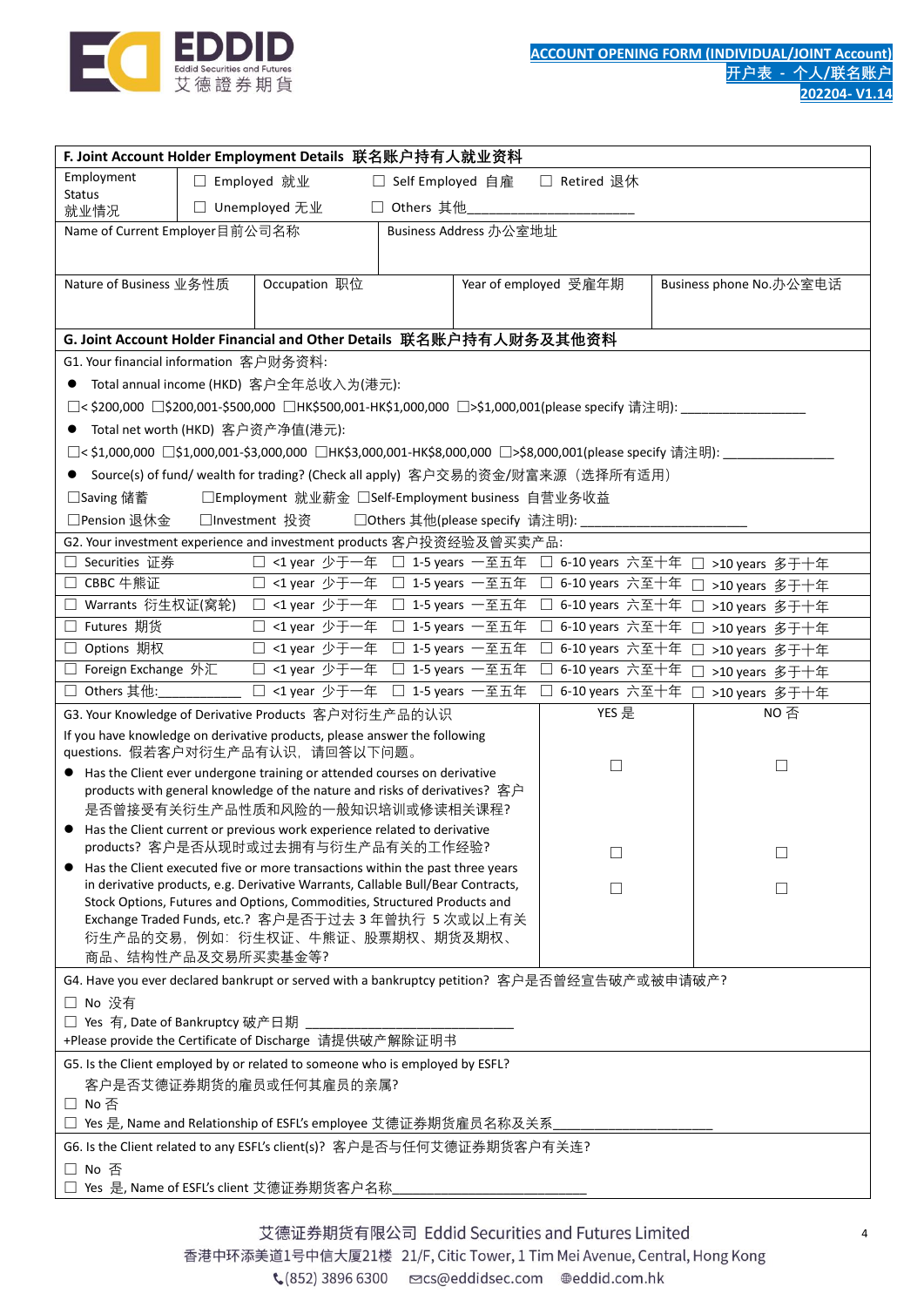## F. Joint Account Holder Employment Details 联名账户持有人就业资料

| Employment Status 就业情况 | ☐ Employed 就业 | ☐ Self Employed 自雇 | ☐ Retired 退休 |
|---|---|---|---|
| | ☐ Unemployed 无业 | ☐ Others 其他________________________ | |

| Name of Current Employer 目前公司名称 | Business Address 办公室地址 |
|---|---|
| | |

| Nature of Business 业务性质 | Occupation 职位 | Year of employed 受雇年期 | Business phone No. 办公室电话 |
|---|---|---|---|
| | | | |

## G. Joint Account Holder Financial and Other Details 联名账户持有人财务及其他资料

G1. Your financial information 客户财务资料:

- Total annual income (HKD) 客户全年总收入为(港元):

☐< $200,000 ☐$200,001-$500,000 ☐HK$500,001-HK$1,000,000 ☐>$1,000,001(please specify 请注明): __________________

- Total net worth (HKD) 客户资产净值(港元):

☐< $1,000,000 ☐$1,000,001-$3,000,000 ☐HK$3,000,001-HK$8,000,000 ☐>$8,000,001(please specify 请注明): ______________

- Source(s) of fund/ wealth for trading? (Check all apply) 客户交易的资金/财富来源（选择所有适用）

☐Saving 储蓄 ☐Employment 就业薪金 ☐Self-Employment business 自营业务收益

☐Pension 退休金 ☐Investment 投资 ☐Others 其他(please specify 请注明): ________________________

G2. Your investment experience and investment products 客户投资经验及曾买卖产品:

| | | | | |
|---|---|---|---|---|
| ☐ Securities 证券 | ☐ <1 year 少于一年 | ☐ 1-5 years 一至五年 | ☐ 6-10 years 六至十年 | ☐ >10 years 多于十年 |
| ☐ CBBC 牛熊证 | ☐ <1 year 少于一年 | ☐ 1-5 years 一至五年 | ☐ 6-10 years 六至十年 | ☐ >10 years 多于十年 |
| ☐ Warrants 衍生权证(窝轮) | ☐ <1 year 少于一年 | ☐ 1-5 years 一至五年 | ☐ 6-10 years 六至十年 | ☐ >10 years 多于十年 |
| ☐ Futures 期货 | ☐ <1 year 少于一年 | ☐ 1-5 years 一至五年 | ☐ 6-10 years 六至十年 | ☐ >10 years 多于十年 |
| ☐ Options 期权 | ☐ <1 year 少于一年 | ☐ 1-5 years 一至五年 | ☐ 6-10 years 六至十年 | ☐ >10 years 多于十年 |
| ☐ Foreign Exchange 外汇 | ☐ <1 year 少于一年 | ☐ 1-5 years 一至五年 | ☐ 6-10 years 六至十年 | ☐ >10 years 多于十年 |
| ☐ Others 其他:____________ | ☐ <1 year 少于一年 | ☐ 1-5 years 一至五年 | ☐ 6-10 years 六至十年 | ☐ >10 years 多于十年 |

| G3. Your Knowledge of Derivative Products 客户对衍生产品的认识 | YES 是 | NO 否 |
|---|---|---|
| If you have knowledge on derivative products, please answer the following questions. 假若客户对衍生产品有认识，请回答以下问题。 | | |
| • Has the Client ever undergone training or attended courses on derivative products with general knowledge of the nature and risks of derivatives? 客户是否曾接受有关衍生产品性质和风险的一般知识培训或修读相关课程? | ☐ | ☐ |
| • Has the Client current or previous work experience related to derivative products? 客户是否从现时或过去拥有与衍生产品有关的工作经验? | ☐ | ☐ |
| • Has the Client executed five or more transactions within the past three years in derivative products, e.g. Derivative Warrants, Callable Bull/Bear Contracts, Stock Options, Futures and Options, Commodities, Structured Products and Exchange Traded Funds, etc.? 客户是否于过去 3 年曾执行 5 次或以上有关衍生产品的交易，例如：衍生权证、牛熊证、股票期权、期货及期权、商品、结构性产品及交易所买卖基金等? | ☐ | ☐ |

G4. Have you ever declared bankrupt or served with a bankruptcy petition? 客户是否曾经宣告破产或被申请破产?

☐ No 没有

☐ Yes 有, Date of Bankruptcy 破产日期 ______________________________

+Please provide the Certificate of Discharge 请提供破产解除证明书

G5. Is the Client employed by or related to someone who is employed by ESFL?

客户是否艾德证券期货的雇员或任何其雇员的亲属?

☐ No 否

☐ Yes 是, Name and Relationship of ESFL's employee 艾德证券期货雇员名称及关系______________________

G6. Is the Client related to any ESFL's client(s)? 客户是否与任何艾德证券期货客户有关连?

☐ No 否

☐ Yes 是, Name of ESFL's client 艾德证券期货客户名称____________________________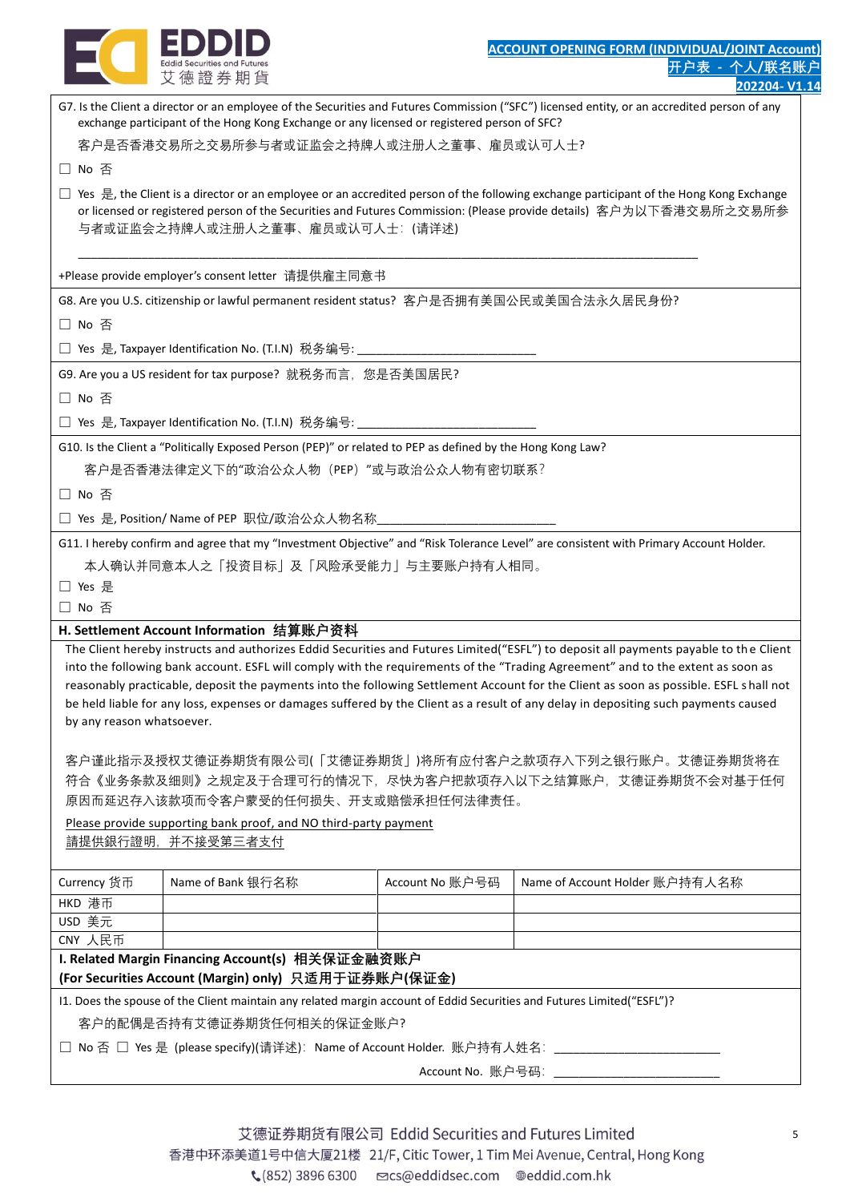G7. Is the Client a director or an employee of the Securities and Futures Commission ("SFC") licensed entity, or an accredited person of any exchange participant of the Hong Kong Exchange or any licensed or registered person of SFC?

客户是否香港交易所之交易所参与者或证监会之持牌人或注册人之董事、雇员或认可人士?

☐ No 否

☐ Yes 是, the Client is a director or an employee or an accredited person of the following exchange participant of the Hong Kong Exchange or licensed or registered person of the Securities and Futures Commission: (Please provide details) 客户为以下香港交易所之交易所参与者或证监会之持牌人或注册人之董事、雇员或认可人士: (请详述)

______________________________________________________________________________

+Please provide employer's consent letter 请提供雇主同意书

G8. Are you U.S. citizenship or lawful permanent resident status? 客户是否拥有美国公民或美国合法永久居民身份?

☐ No 否

☐ Yes 是, Taxpayer Identification No. (T.I.N) 税务编号: ___________________________

G9. Are you a US resident for tax purpose? 就税务而言，您是否美国居民?

☐ No 否

☐ Yes 是, Taxpayer Identification No. (T.I.N) 税务编号: ___________________________

G10. Is the Client a "Politically Exposed Person (PEP)" or related to PEP as defined by the Hong Kong Law?

客户是否香港法律定义下的"政治公众人物（PEP）"或与政治公众人物有密切联系?

☐ No 否

☐ Yes 是, Position/ Name of PEP 职位/政治公众人物名称___________________________

G11. I hereby confirm and agree that my "Investment Objective" and "Risk Tolerance Level" are consistent with Primary Account Holder.

本人确认并同意本人之「投资目标」及「风险承受能力」与主要账户持有人相同。

☐ Yes 是

☐ No 否

## H. Settlement Account Information 结算账户资料

The Client hereby instructs and authorizes Eddid Securities and Futures Limited("ESFL") to deposit all payments payable to the Client into the following bank account. ESFL will comply with the requirements of the "Trading Agreement" and to the extent as soon as reasonably practicable, deposit the payments into the following Settlement Account for the Client as soon as possible. ESFL shall not be held liable for any loss, expenses or damages suffered by the Client as a result of any delay in depositing such payments caused by any reason whatsoever.

客户谨此指示及授权艾德证券期货有限公司(「艾德证券期货」)将所有应付客户之款项存入下列之银行账户。艾德证券期货将在符合《业务条款及细则》之规定及于合理可行的情况下，尽快为客户把款项存入以下之结算账户，艾德证券期货不会对基于任何原因而延迟存入该款项而令客户蒙受的任何损失、开支或赔偿承担任何法律责任。

Please provide supporting bank proof, and NO third-party payment
請提供銀行證明，並不接受第三者支付

| Currency 货币 | Name of Bank 银行名称 | Account No 账户号码 | Name of Account Holder 账户持有人名称 |
|---|---|---|---|
| HKD 港币 | | | |
| USD 美元 | | | |
| CNY 人民币 | | | |

## I. Related Margin Financing Account(s) 相关保证金融资账户
**(For Securities Account (Margin) only) 只适用于证券账户(保证金)**

I1. Does the spouse of the Client maintain any related margin account of Eddid Securities and Futures Limited("ESFL")?

客户的配偶是否持有艾德证券期货任何相关的保证金账户?

☐ No 否 ☐ Yes 是 (please specify)(请详述): Name of Account Holder. 账户持有人姓名: ___________________________

Account No. 账户号码: ___________________________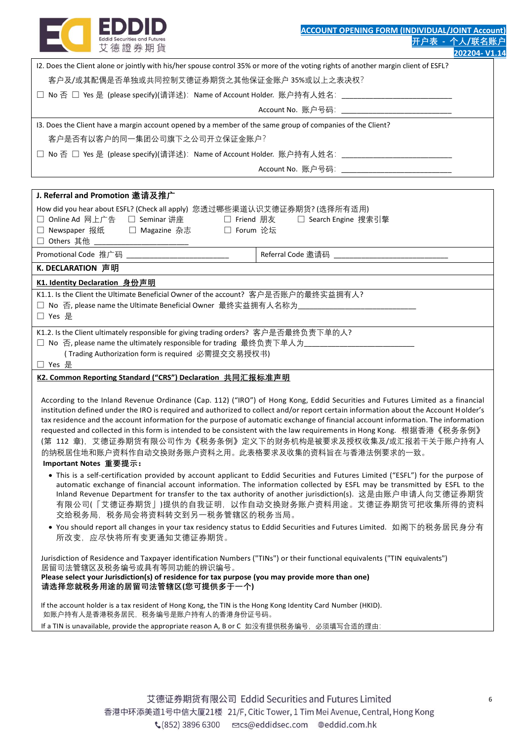I2. Does the Client alone or jointly with his/her spouse control 35% or more of the voting rights of another margin client of ESFL?

客户及/或其配偶是否单独或共同控制艾德证券期货之其他保证金账户 35%或以上之表决权?

☐ No 否 ☐ Yes 是 (please specify)(请详述): Name of Account Holder. 账户持有人姓名: ___________________________

Account No. 账户号码: ___________________________

I3. Does the Client have a margin account opened by a member of the same group of companies of the Client?

客户是否有以客户的同一集团公司旗下之公司开立保证金账户?

☐ No 否 ☐ Yes 是 (please specify)(请详述): Name of Account Holder. 账户持有人姓名: ___________________________

Account No. 账户号码: ___________________________

## J. Referral and Promotion 邀请及推广

How did you hear about ESFL? (Check all apply) 您透过哪些渠道认识艾德证券期货? (选择所有适用)

☐ Online Ad 网上广告 ☐ Seminar 讲座 ☐ Friend 朋友 ☐ Search Engine 搜索引擎

☐ Newspaper 报纸 ☐ Magazine 杂志 ☐ Forum 论坛

☐ Others 其他 ____________________

Promotional Code 推广码 _________________________ Referral Code 邀请码 ___________________________

## K. DECLARATION 声明

### K1. Identity Declaration 身份声明

K1.1. Is the Client the Ultimate Beneficial Owner of the account? 客户是否账户的最终实益拥有人?

☐ No 否, please name the Ultimate Beneficial Owner 最终实益拥有人名称为_____________________________

☐ Yes 是

K1.2. Is the Client ultimately responsible for giving trading orders? 客户是否最终负责下单的人?

☐ No 否, please name the ultimately responsible for trading 最终负责下单人为___________________________

( Trading Authorization form is required 必需提交交易授权书)

☐ Yes 是

### K2. Common Reporting Standard ("CRS") Declaration 共同汇报标准声明

According to the Inland Revenue Ordinance (Cap. 112) ("IRO") of Hong Kong, Eddid Securities and Futures Limited as a financial institution defined under the IRO is required and authorized to collect and/or report certain information about the Account Holder's tax residence and the account information for the purpose of automatic exchange of financial account information. The information requested and collected in this form is intended to be consistent with the law requirements in Hong Kong. 根据香港《税务条例》(第 112 章),艾德证券期货有限公司作为《税务条例》定义下的财务机构是被要求及授权收集及/或汇报若干关于账户持有人的纳税居住地和账户资料作自动交换财务账户资料之用。此表格要求及收集的资料旨在与香港法例要求的一致。

**Important Notes 重要提示:**

- This is a self-certification provided by account applicant to Eddid Securities and Futures Limited ("ESFL") for the purpose of automatic exchange of financial account information. The information collected by ESFL may be transmitted by ESFL to the Inland Revenue Department for transfer to the tax authority of another jurisdiction(s). 这是由账户申请人向艾德证券期货有限公司(「艾德证券期货」)提供的自我证明,以作自动交换财务账户资料用途。艾德证券期货可把收集所得的资料交给税务局,税务局会将资料转交到另一税务管辖区的税务当局。
- You should report all changes in your tax residency status to Eddid Securities and Futures Limited. 如阁下的税务居民身分有所改变,应尽快将所有变更通知艾德证券期货。

Jurisdiction of Residence and Taxpayer identification Numbers ("TINs") or their functional equivalents ("TIN equivalents")
居留司法管辖区及税务编号或具有等同功能的辨识编号。
**Please select your Jurisdiction(s) of residence for tax purpose (you may provide more than one)**
**请选择您就税务用途的居留司法管辖区(您可提供多于一个)**

If the account holder is a tax resident of Hong Kong, the TIN is the Hong Kong Identity Card Number (HKID).
如账户持有人是香港税务居民,税务编号是账户持有人的香港身份证号码。
If a TIN is unavailable, provide the appropriate reason A, B or C 如没有提供税务编号,必须填写合适的理由: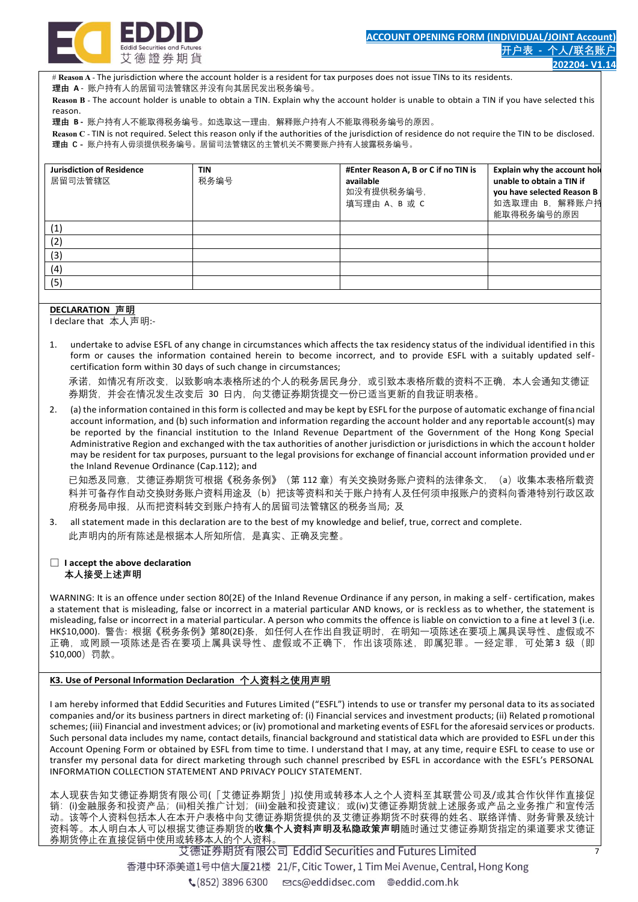# Reason A - The jurisdiction where the account holder is a resident for tax purposes does not issue TINs to its residents.
**理由 A** - 账户持有人的居留司法管辖区并没有向其居民发出税务编号。

**Reason B** - The account holder is unable to obtain a TIN. Explain why the account holder is unable to obtain a TIN if you have selected this reason.
**理由 B** - 账户持有人不能取得税务编号。如选取这一理由，解释账户持有人不能取得税务编号的原因。

**Reason C** - TIN is not required. Select this reason only if the authorities of the jurisdiction of residence do not require the TIN to be disclosed.
**理由 C** - 账户持有人毋须提供税务编号。居留司法管辖区的主管机关不需要账户持有人披露税务编号。

| **Jurisdiction of Residence** 居留司法管辖区 | **TIN** 税务编号 | **#Enter Reason A, B or C if no TIN is available** 如没有提供税务编号，填写理由 A、B 或 C | **Explain why the account holder is unable to obtain a TIN if you have selected Reason B** 如选取理由 B，解释账户持有人不能取得税务编号的原因 |
|---|---|---|---|
| (1) | | | |
| (2) | | | |
| (3) | | | |
| (4) | | | |
| (5) | | | |

**DECLARATION 声明**
I declare that 本人声明:-

1. undertake to advise ESFL of any change in circumstances which affects the tax residency status of the individual identified in this form or causes the information contained herein to become incorrect, and to provide ESFL with a suitably updated self-certification form within 30 days of such change in circumstances;
   承诺，如情况有所改变，以致影响本表格所述的个人的税务居民身分，或引致本表格所载的资料不正确，本人会通知艾德证券期货，并会在情况发生改变后 30 日内，向艾德证券期货提交一份已适当更新的自我证明表格。
2. (a) the information contained in this form is collected and may be kept by ESFL for the purpose of automatic exchange of financial account information, and (b) such information and information regarding the account holder and any reportable account(s) may be reported by the financial institution to the Inland Revenue Department of the Government of the Hong Kong Special Administrative Region and exchanged with the tax authorities of another jurisdiction or jurisdictions in which the account holder may be resident for tax purposes, pursuant to the legal provisions for exchange of financial account information provided under the Inland Revenue Ordinance (Cap.112); and
   已知悉及同意，艾德证券期货可根据《税务条例》（第 112 章）有关交换财务账户资料的法律条文，（a）收集本表格所载资料并可备存作自动交换财务账户资料用途及（b）把该等资料和关于账户持有人及任何须申报账户的资料向香港特别行政区政府税务局申报，从而把资料转交到账户持有人的居留司法管辖区的税务当局；及
3. all statement made in this declaration are to the best of my knowledge and belief, true, correct and complete.
   此声明内的所有陈述是根据本人所知所信，是真实、正确及完整。

☐ **I accept the above declaration**
**本人接受上述声明**

WARNING: It is an offence under section 80(2E) of the Inland Revenue Ordinance if any person, in making a self-certification, makes a statement that is misleading, false or incorrect in a material particular AND knows, or is reckless as to whether, the statement is misleading, false or incorrect in a material particular. A person who commits the offence is liable on conviction to a fine at level 3 (i.e. HK$10,000). 警告：根据《税务条例》第80(2E)条，如任何人在作出自我证明时，在明知一项陈述在要项上属具误导性、虚假或不正确，或罔顾一项陈述是否在要项上属具误导性、虚假或不正确下，作出该项陈述，即属犯罪。一经定罪，可处第3 级（即$10,000）罚款。

**K3. Use of Personal Information Declaration 个人资料之使用声明**

I am hereby informed that Eddid Securities and Futures Limited ("ESFL") intends to use or transfer my personal data to its associated companies and/or its business partners in direct marketing of: (i) Financial services and investment products; (ii) Related promotional schemes; (iii) Financial and investment advices; or (iv) promotional and marketing events of ESFL for the aforesaid services or products. Such personal data includes my name, contact details, financial background and statistical data which are provided to ESFL under this Account Opening Form or obtained by ESFL from time to time. I understand that I may, at any time, require ESFL to cease to use or transfer my personal data for direct marketing through such channel prescribed by ESFL in accordance with the ESFL's PERSONAL INFORMATION COLLECTION STATEMENT AND PRIVACY POLICY STATEMENT.

本人现获告知艾德证券期货有限公司(「艾德证券期货」)拟使用或转移本人之个人资料至其联营公司及/或其合作伙伴作直接促销：(i)金融服务和投资产品；(ii)相关推广计划；(iii)金融和投资建议；或(iv)艾德证券期货就上述服务或产品之业务推广和宣传活动。该等个人资料包括本人在本开户表格中向艾德证券期货提供的及艾德证券期货不时获得的姓名、联络详情、财务背景及统计资料等。本人明白本人可以根据艾德证券期货的**收集个人资料声明及私隐政策声明**随时通过艾德证券期货指定的渠道要求艾德证券期货停止在直接促销中使用或转移本人的个人资料。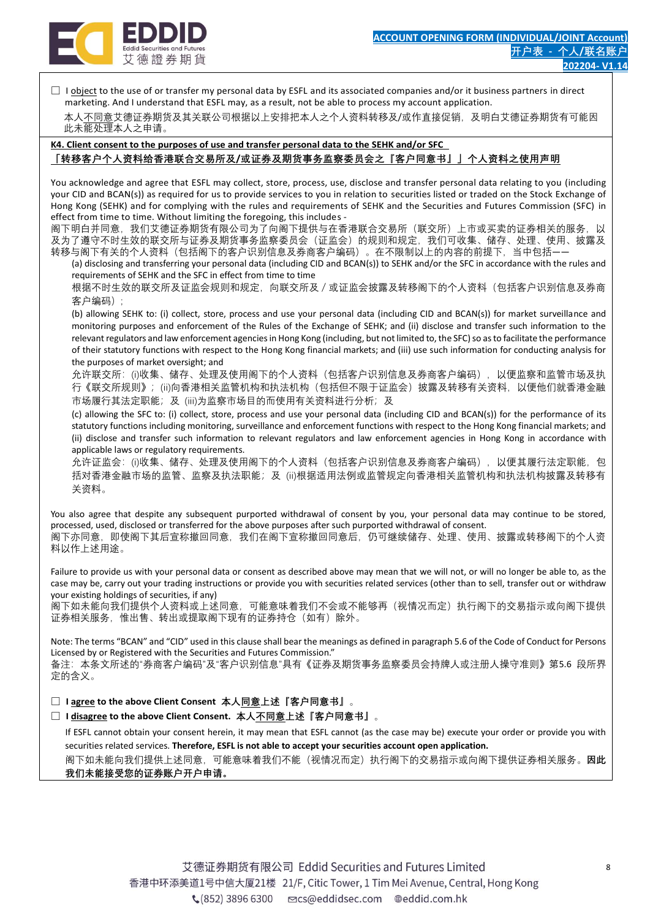☐ I <u>object</u> to the use of or transfer my personal data by ESFL and its associated companies and/or it business partners in direct marketing. And I understand that ESFL may, as a result, not be able to process my account application.
本人<u>不同意</u>艾德证券期货及其关联公司根据以上安排把本人之个人资料转移及/或作直接促销，及明白艾德证券期货有可能因此未能处理本人之申请。

**K4. Client consent to the purposes of use and transfer personal data to the SEHK and/or SFC**
**「转移客户个人资料给香港联合交易所及/或证券及期货事务监察委员会之『客户同意书』」个人资料之使用声明**

You acknowledge and agree that ESFL may collect, store, process, use, disclose and transfer personal data relating to you (including your CID and BCAN(s)) as required for us to provide services to you in relation to securities listed or traded on the Stock Exchange of Hong Kong (SEHK) and for complying with the rules and requirements of SEHK and the Securities and Futures Commission (SFC) in effect from time to time. Without limiting the foregoing, this includes -
阁下明白并同意，我们艾德证券期货有限公司为了向阁下提供与在香港联合交易所（联交所）上市或买卖的证券相关的服务，以及为了遵守不时生效的联交所与证券及期货事务监察委员会（证监会）的规则和规定，我们可收集、储存、处理、使用、披露及转移与阁下有关的个人资料（包括阁下的客户识别信息及券商客户编码）。在不限制以上的内容的前提下，当中包括——

(a) disclosing and transferring your personal data (including CID and BCAN(s)) to SEHK and/or the SFC in accordance with the rules and requirements of SEHK and the SFC in effect from time to time
根据不时生效的联交所及证监会规则和规定，向联交所及／或证监会披露及转移阁下的个人资料（包括客户识别信息及券商客户编码）；

(b) allowing SEHK to: (i) collect, store, process and use your personal data (including CID and BCAN(s)) for market surveillance and monitoring purposes and enforcement of the Rules of the Exchange of SEHK; and (ii) disclose and transfer such information to the relevant regulators and law enforcement agencies in Hong Kong (including, but not limited to, the SFC) so as to facilitate the performance of their statutory functions with respect to the Hong Kong financial markets; and (iii) use such information for conducting analysis for the purposes of market oversight; and
允许联交所：(i)收集、储存、处理及使用阁下的个人资料（包括客户识别信息及券商客户编码），以便监察和监管市场及执行《联交所规则》；(ii)向香港相关监管机构和执法机构（包括但不限于证监会）披露及转移有关资料，以便他们就香港金融市场履行其法定职能；及 (iii)为监察市场目的而使用有关资料进行分析；及

(c) allowing the SFC to: (i) collect, store, process and use your personal data (including CID and BCAN(s)) for the performance of its statutory functions including monitoring, surveillance and enforcement functions with respect to the Hong Kong financial markets; and (ii) disclose and transfer such information to relevant regulators and law enforcement agencies in Hong Kong in accordance with applicable laws or regulatory requirements.
允许证监会：(i)收集、储存、处理及使用阁下的个人资料（包括客户识别信息及券商客户编码），以便其履行法定职能，包括对香港金融市场的监管、监察及执法职能；及 (ii)根据适用法例或监管规定向香港相关监管机构和执法机构披露及转移有关资料。

You also agree that despite any subsequent purported withdrawal of consent by you, your personal data may continue to be stored, processed, used, disclosed or transferred for the above purposes after such purported withdrawal of consent.
阁下亦同意，即使阁下其后宣称撤回同意，我们在阁下宣称撤回同意后，仍可继续储存、处理、使用、披露或转移阁下的个人资料以作上述用途。

Failure to provide us with your personal data or consent as described above may mean that we will not, or will no longer be able to, as the case may be, carry out your trading instructions or provide you with securities related services (other than to sell, transfer out or withdraw your existing holdings of securities, if any)
阁下如未能向我们提供个人资料或上述同意，可能意味着我们不会或不能够再（视情况而定）执行阁下的交易指示或向阁下提供证券相关服务，惟出售、转出或提取阁下现有的证券持仓（如有）除外。

Note: The terms "BCAN" and "CID" used in this clause shall bear the meanings as defined in paragraph 5.6 of the Code of Conduct for Persons Licensed by or Registered with the Securities and Futures Commission."
备注：本条文所述的"券商客户编码"及"客户识别信息"具有《证券及期货事务监察委员会持牌人或注册人操守准则》第5.6 段所界定的含义。

☐ **I <u>agree</u> to the above Client Consent 本人<u>同意</u>上述『客户同意书』**。
☐ **I <u>disagree</u> to the above Client Consent. 本人<u>不同意</u>上述『客户同意书』**。

If ESFL cannot obtain your consent herein, it may mean that ESFL cannot (as the case may be) execute your order or provide you with securities related services. **Therefore, ESFL is not able to accept your securities account open application.**
阁下如未能向我们提供上述同意，可能意味着我们不能（视情况而定）执行阁下的交易指示或向阁下提供证券相关服务。**因此我们未能接受您的证券账户开户申请。**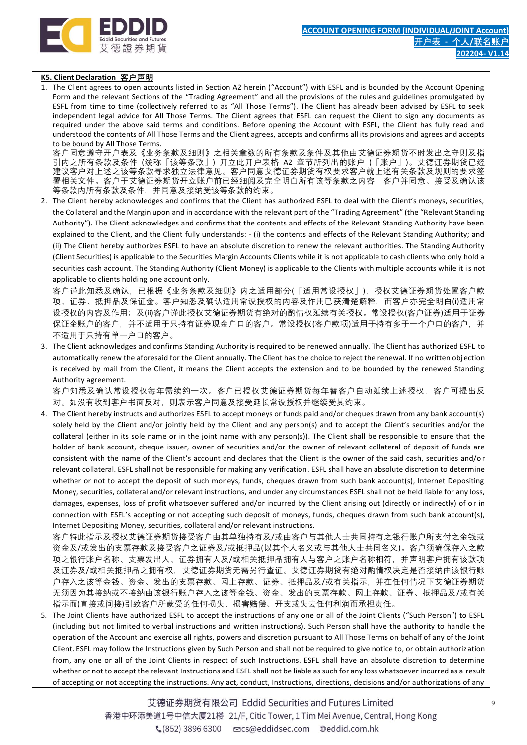## K5. Client Declaration 客户声明

1. The Client agrees to open accounts listed in Section A2 herein ("Account") with ESFL and is bounded by the Account Opening Form and the relevant Sections of the "Trading Agreement" and all the provisions of the rules and guidelines promulgated by ESFL from time to time (collectively referred to as "All Those Terms"). The Client has already been advised by ESFL to seek independent legal advice for All Those Terms. The Client agrees that ESFL can request the Client to sign any documents as required under the above said terms and conditions. Before opening the Account with ESFL, the Client has fully read and understood the contents of All Those Terms and the Client agrees, accepts and confirms all its provisions and agrees and accepts to be bound by All Those Terms.
   客户同意遵守开户表及《业务条款及细则》之相关章数的所有条款及条件及其他由艾德证券期货不时发出之守则及指引内之所有条款及条件（统称「该等条款」）开立此开户表格 A2 章节所列出的账户（「账户」）。艾德证券期货已经建议客户对上述之该等条款寻求独立法律意见。客户同意艾德证券期货有权要求客户就上述有关条款及规则的要求签署相关文件。客户于艾德证券期货开立账户前已经细阅及完全明白所有该等条款之内容，客户并同意、接受及确认该等条款内所有条款及条件，并同意及接纳受该等条款的约束。
2. The Client hereby acknowledges and confirms that the Client has authorized ESFL to deal with the Client's moneys, securities, the Collateral and the Margin upon and in accordance with the relevant part of the "Trading Agreement" (the "Relevant Standing Authority"). The Client acknowledges and confirms that the contents and effects of the Relevant Standing Authority have been explained to the Client, and the Client fully understands: - (i) the contents and effects of the Relevant Standing Authority; and (ii) The Client hereby authorizes ESFL to have an absolute discretion to renew the relevant authorities. The Standing Authority (Client Securities) is applicable to the Securities Margin Accounts Clients while it is not applicable to cash clients who only hold a securities cash account. The Standing Authority (Client Money) is applicable to the Clients with multiple accounts while it is not applicable to clients holding one account only.
   客户谨此知悉及确认，已根据《业务条款及细则》内之适用部分(「适用常设授权」)，授权艾德证券期货处置客户款项、证券、抵押品及保证金。客户知悉及确认适用常设授权的内容及作用已获清楚解释，而客户亦完全明白(i)适用常设授权的内容及作用；及(ii)客户谨此授权艾德证券期货有绝对的酌情权延续有关授权。常设授权(客户证券)适用于证券保证金账户的客户，并不适用于只持有证券现金户口的客户。常设授权(客户款项)适用于持有多于一个户口的客户，并不适用于只持有单一户口的客户。
3. The Client acknowledges and confirms Standing Authority is required to be renewed annually. The Client has authorized ESFL to automatically renew the aforesaid for the Client annually. The Client has the choice to reject the renewal. If no written objection is received by mail from the Client, it means the Client accepts the extension and to be bounded by the renewed Standing Authority agreement.
   客户知悉及确认常设授权每年需续约一次。客户已授权艾德证券期货每年替客户自动延续上述授权，客户可提出反对。如没有收到客户书面反对，则表示客户同意及接受延长常设授权并继续受其约束。
4. The Client hereby instructs and authorizes ESFL to accept moneys or funds paid and/or cheques drawn from any bank account(s) solely held by the Client and/or jointly held by the Client and any person(s) and to accept the Client's securities and/or the collateral (either in its sole name or in the joint name with any person(s)). The Client shall be responsible to ensure that the holder of bank account, cheque issuer, owner of securities and/or the owner of relevant collateral of deposit of funds are consistent with the name of the Client's account and declares that the Client is the owner of the said cash, securities and/or relevant collateral. ESFL shall not be responsible for making any verification. ESFL shall have an absolute discretion to determine whether or not to accept the deposit of such moneys, funds, cheques drawn from such bank account(s), Internet Depositing Money, securities, collateral and/or relevant instructions, and under any circumstances ESFL shall not be held liable for any loss, damages, expenses, loss of profit whatsoever suffered and/or incurred by the Client arising out (directly or indirectly) of or in connection with ESFL's accepting or not accepting such deposit of moneys, funds, cheques drawn from such bank account(s), Internet Depositing Money, securities, collateral and/or relevant instructions.
   客户特此指示及授权艾德证券期货接受客户由其单独持有及/或由客户与其他人士共同持有之银行账户所支付之金钱或资金及/或发出的支票存款及接受客户之证券及/或抵押品(以其个人名义或与其他人士共同名义)。客户须确保存入之款项之银行账户名称、支票发出人、证券拥有人及/或相关抵押品拥有人与客户之账户名称相符，并声明客户拥有该款项及证券及/或相关抵押品之拥有权，艾德证券期货无需另行查证。艾德证券期货有绝对酌情权决定是否接纳由该银行账户存入之该等金钱、资金、发出的支票存款、网上存款、证券、抵押品及/或有关指示，并在任何情况下艾德证券期货无须因为其接纳或不接纳由该银行账户存入之该等金钱、资金、发出的支票存款、网上存款、证券、抵押品及/或有关指示而(直接或间接)引致客户所蒙受的任何损失、损害赔偿、开支或失去任何利润而承担责任。
5. The Joint Clients have authorized ESFL to accept the instructions of any one or all of the Joint Clients ("Such Person") to ESFL (including but not limited to verbal instructions and written instructions). Such Person shall have the authority to handle the operation of the Account and exercise all rights, powers and discretion pursuant to All Those Terms on behalf of any of the Joint Client. ESFL may follow the Instructions given by Such Person and shall not be required to give notice to, or obtain authorization from, any one or all of the Joint Clients in respect of such Instructions. ESFL shall have an absolute discretion to determine whether or not to accept the relevant Instructions and ESFL shall not be liable as such for any loss whatsoever incurred as a result of accepting or not accepting the instructions. Any act, conduct, Instructions, directions, decisions and/or authorizations of any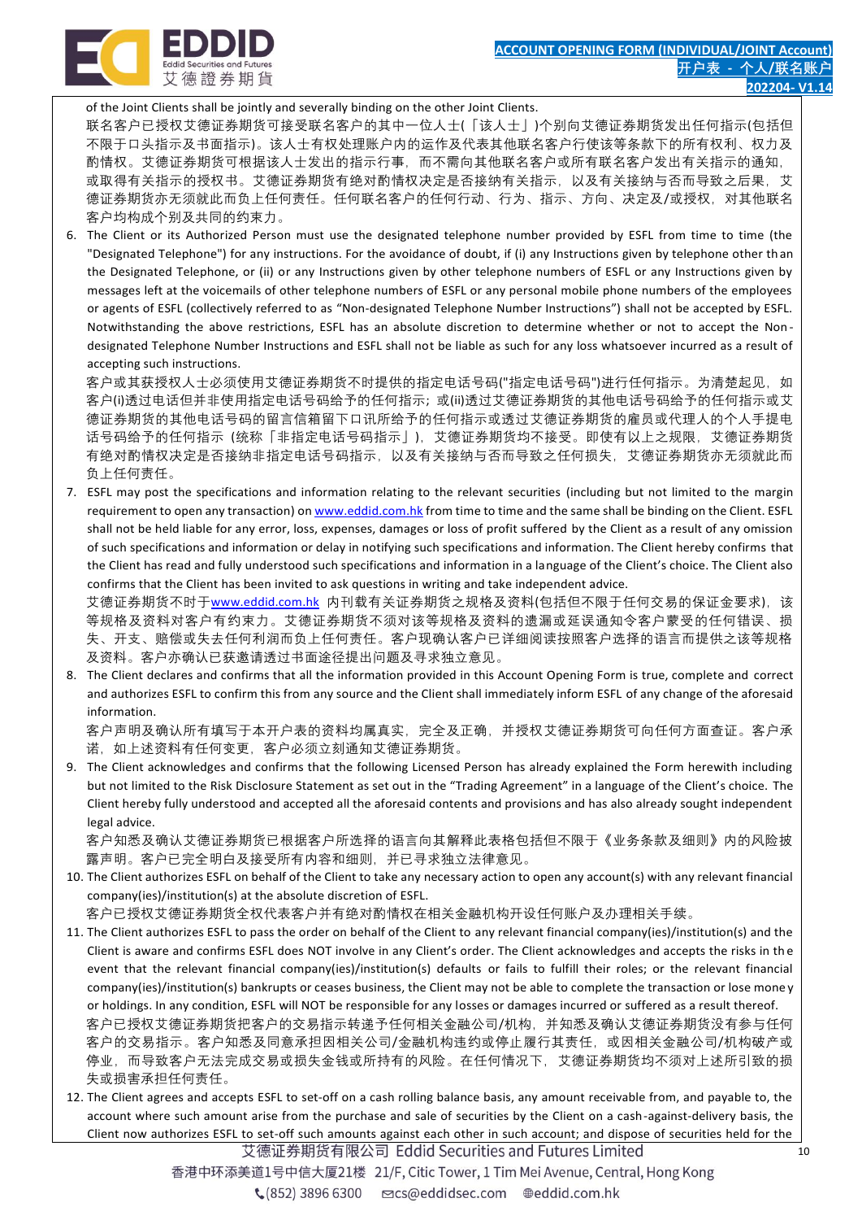of the Joint Clients shall be jointly and severally binding on the other Joint Clients.
联名客户已授权艾德证券期货可接受联名客户的其中一位人士(「该人士」)个别向艾德证券期货发出任何指示(包括但不限于口头指示及书面指示)。该人士有权处理账户内的运作及代表其他联名客户行使该等条款下的所有权利、权力及酌情权。艾德证券期货可根据该人士发出的指示行事，而不需向其他联名客户或所有联名客户发出有关指示的通知，或取得有关指示的授权书。艾德证券期货有绝对酌情权决定是否接纳有关指示，以及有关接纳与否而导致之后果，艾德证券期货亦无须就此而负上任何责任。任何联名客户的任何行动、行为、指示、方向、决定及/或授权，对其他联名客户均构成个别及共同的约束力。

6. The Client or its Authorized Person must use the designated telephone number provided by ESFL from time to time (the "Designated Telephone") for any instructions. For the avoidance of doubt, if (i) any Instructions given by telephone other than the Designated Telephone, or (ii) or any Instructions given by other telephone numbers of ESFL or any Instructions given by messages left at the voicemails of other telephone numbers of ESFL or any personal mobile phone numbers of the employees or agents of ESFL (collectively referred to as "Non-designated Telephone Number Instructions") shall not be accepted by ESFL. Notwithstanding the above restrictions, ESFL has an absolute discretion to determine whether or not to accept the Non-designated Telephone Number Instructions and ESFL shall not be liable as such for any loss whatsoever incurred as a result of accepting such instructions.
客户或其获授权人士必须使用艾德证券期货不时提供的指定电话号码("指定电话号码")进行任何指示。为清楚起见，如客户(i)透过电话但并非使用指定电话号码给予的任何指示；或(ii)透过艾德证券期货的其他电话号码给予的任何指示或艾德证券期货的其他电话号码的留言信箱留下口讯所给予的任何指示或透过艾德证券期货的雇员或代理人的个人手提电话号码给予的任何指示（统称「非指定电话号码指示」），艾德证券期货均不接受。即使有以上之规限，艾德证券期货有绝对酌情权决定是否接纳非指定电话号码指示，以及有关接纳与否而导致之任何损失，艾德证券期货亦无须就此而负上任何责任。

7. ESFL may post the specifications and information relating to the relevant securities (including but not limited to the margin requirement to open any transaction) on www.eddid.com.hk from time to time and the same shall be binding on the Client. ESFL shall not be held liable for any error, loss, expenses, damages or loss of profit suffered by the Client as a result of any omission of such specifications and information or delay in notifying such specifications and information. The Client hereby confirms that the Client has read and fully understood such specifications and information in a language of the Client's choice. The Client also confirms that the Client has been invited to ask questions in writing and take independent advice.
艾德证券期货不时于www.eddid.com.hk 内刊载有关证券期货之规格及资料(包括但不限于任何交易的保证金要求)，该等规格及资料对客户有约束力。艾德证券期货不须对该等规格及资料的遗漏或延误通知令客户蒙受的任何错误、损失、开支、赔偿或失去任何利润而负上任何责任。客户现确认客户已详细阅读按照客户选择的语言而提供之该等规格及资料。客户亦确认已获邀请透过书面途径提出问题及寻求独立意见。

8. The Client declares and confirms that all the information provided in this Account Opening Form is true, complete and correct and authorizes ESFL to confirm this from any source and the Client shall immediately inform ESFL of any change of the aforesaid information.
客户声明及确认所有填写于本开户表的资料均属真实，完全及正确，并授权艾德证券期货可向任何方面查证。客户承诺，如上述资料有任何变更，客户必须立刻通知艾德证券期货。

9. The Client acknowledges and confirms that the following Licensed Person has already explained the Form herewith including but not limited to the Risk Disclosure Statement as set out in the "Trading Agreement" in a language of the Client's choice. The Client hereby fully understood and accepted all the aforesaid contents and provisions and has also already sought independent legal advice.
客户知悉及确认艾德证券期货已根据客户所选择的语言向其解释此表格包括但不限于《业务条款及细则》内的风险披露声明。客户已完全明白及接受所有内容和细则，并已寻求独立法律意见。

10. The Client authorizes ESFL on behalf of the Client to take any necessary action to open any account(s) with any relevant financial company(ies)/institution(s) at the absolute discretion of ESFL.
客户已授权艾德证券期货全权代表客户并有绝对酌情权在相关金融机构开设任何账户及办理相关手续。

11. The Client authorizes ESFL to pass the order on behalf of the Client to any relevant financial company(ies)/institution(s) and the Client is aware and confirms ESFL does NOT involve in any Client's order. The Client acknowledges and accepts the risks in the event that the relevant financial company(ies)/institution(s) defaults or fails to fulfill their roles; or the relevant financial company(ies)/institution(s) bankrupts or ceases business, the Client may not be able to complete the transaction or lose money or holdings. In any condition, ESFL will NOT be responsible for any losses or damages incurred or suffered as a result thereof.
客户已授权艾德证券期货把客户的交易指示转递予任何相关金融公司/机构，并知悉及确认艾德证券期货没有参与任何客户的交易指示。客户知悉及同意承担因相关公司/金融机构违约或停止履行其责任，或因相关金融公司/机构破产或停业，而导致客户无法完成交易或损失金钱或所持有的风险。在任何情况下，艾德证券期货均不须对上述所引致的损失或损害承担任何责任。

12. The Client agrees and accepts ESFL to set-off on a cash rolling balance basis, any amount receivable from, and payable to, the account where such amount arise from the purchase and sale of securities by the Client on a cash-against-delivery basis, the Client now authorizes ESFL to set-off such amounts against each other in such account; and dispose of securities held for the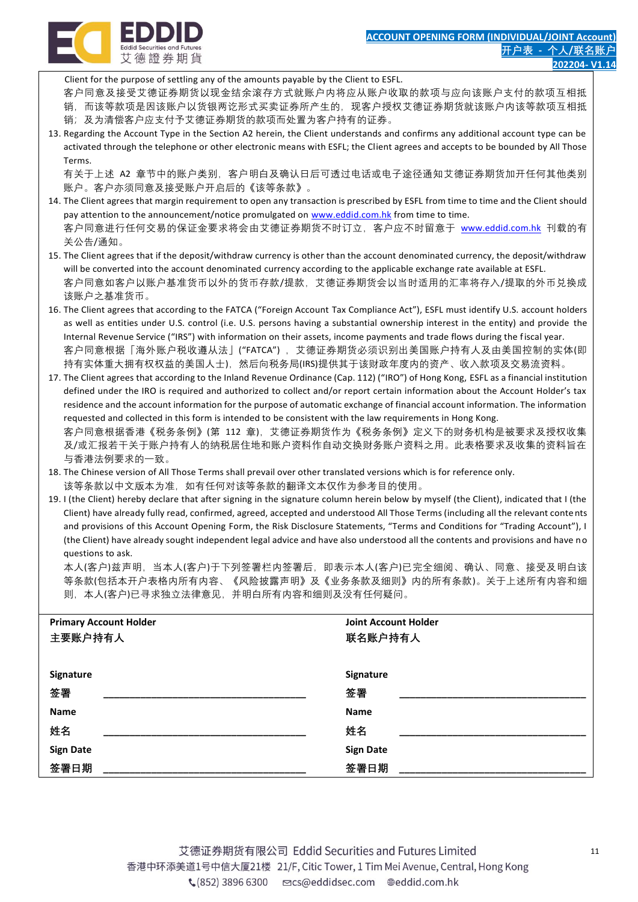Client for the purpose of settling any of the amounts payable by the Client to ESFL.
客户同意及接受艾德证券期货以现金结余滚存方式就账户内将应从账户收取的款项与应向该账户支付的款项互相抵销，而该等款项是因该账户以货银两讫形式买卖证券所产生的，现客户授权艾德证券期货就该账户内该等款项互相抵销；及为清偿客户应支付予艾德证券期货的款项而处置为客户持有的证券。

13. Regarding the Account Type in the Section A2 herein, the Client understands and confirms any additional account type can be activated through the telephone or other electronic means with ESFL; the Client agrees and accepts to be bounded by All Those Terms.
有关于上述 A2 章节中的账户类别，客户明白及确认日后可透过电话或电子途径通知艾德证券期货加开任何其他类别账户。客户亦须同意及接受账户开启后的《该等条款》。
14. The Client agrees that margin requirement to open any transaction is prescribed by ESFL from time to time and the Client should pay attention to the announcement/notice promulgated on www.eddid.com.hk from time to time.
客户同意进行任何交易的保证金要求将会由艾德证券期货不时订立，客户应不时留意于 www.eddid.com.hk 刊载的有关公告/通知。
15. The Client agrees that if the deposit/withdraw currency is other than the account denominated currency, the deposit/withdraw will be converted into the account denominated currency according to the applicable exchange rate available at ESFL.
客户同意如客户以账户基准货币以外的货币存款/提款，艾德证券期货会以当时适用的汇率将存入/提取的外币兑换成该账户之基准货币。
16. The Client agrees that according to the FATCA ("Foreign Account Tax Compliance Act"), ESFL must identify U.S. account holders as well as entities under U.S. control (i.e. U.S. persons having a substantial ownership interest in the entity) and provide the Internal Revenue Service ("IRS") with information on their assets, income payments and trade flows during the fiscal year.
客户同意根据「海外账户税收遵从法」("FATCA")，艾德证券期货必须识别出美国账户持有人及由美国控制的实体(即持有实体重大拥有权权益的美国人士)，然后向税务局(IRS)提供其于该财政年度内的资产、收入款项及交易流资料。
17. The Client agrees that according to the Inland Revenue Ordinance (Cap. 112) ("IRO") of Hong Kong, ESFL as a financial institution defined under the IRO is required and authorized to collect and/or report certain information about the Account Holder's tax residence and the account information for the purpose of automatic exchange of financial account information. The information requested and collected in this form is intended to be consistent with the law requirements in Hong Kong.
客户同意根据香港《税务条例》(第 112 章)，艾德证券期货作为《税务条例》定义下的财务机构是被要求及授权收集及/或汇报若干关于账户持有人的纳税居住地和账户资料作自动交换财务账户资料之用。此表格要求及收集的资料旨在与香港法例要求的一致。
18. The Chinese version of All Those Terms shall prevail over other translated versions which is for reference only.
该等条款以中文版本为准，如有任何对该等条款的翻译文本仅作为参考目的使用。
19. I (the Client) hereby declare that after signing in the signature column herein below by myself (the Client), indicated that I (the Client) have already fully read, confirmed, agreed, accepted and understood All Those Terms (including all the relevant contents and provisions of this Account Opening Form, the Risk Disclosure Statements, "Terms and Conditions for "Trading Account"), I (the Client) have already sought independent legal advice and have also understood all the contents and provisions and have no questions to ask.
本人(客户)兹声明，当本人(客户)于下列签署栏内签署后，即表示本人(客户)已完全细阅、确认、同意、接受及明白该等条款(包括本开户表格内所有内容、《风险披露声明》及《业务条款及细则》内的所有条款)。关于上述所有内容和细则，本人(客户)已寻求独立法律意见，并明白所有内容和细则及没有任何疑问。

| **Primary Account Holder 主要账户持有人** | **Joint Account Holder 联名账户持有人** |
|---|---|
| **Signature 签署** ______________________ | **Signature 签署** ______________________ |
| **Name 姓名** ______________________ | **Name 姓名** ______________________ |
| **Sign Date 签署日期** ______________________ | **Sign Date 签署日期** ______________________ |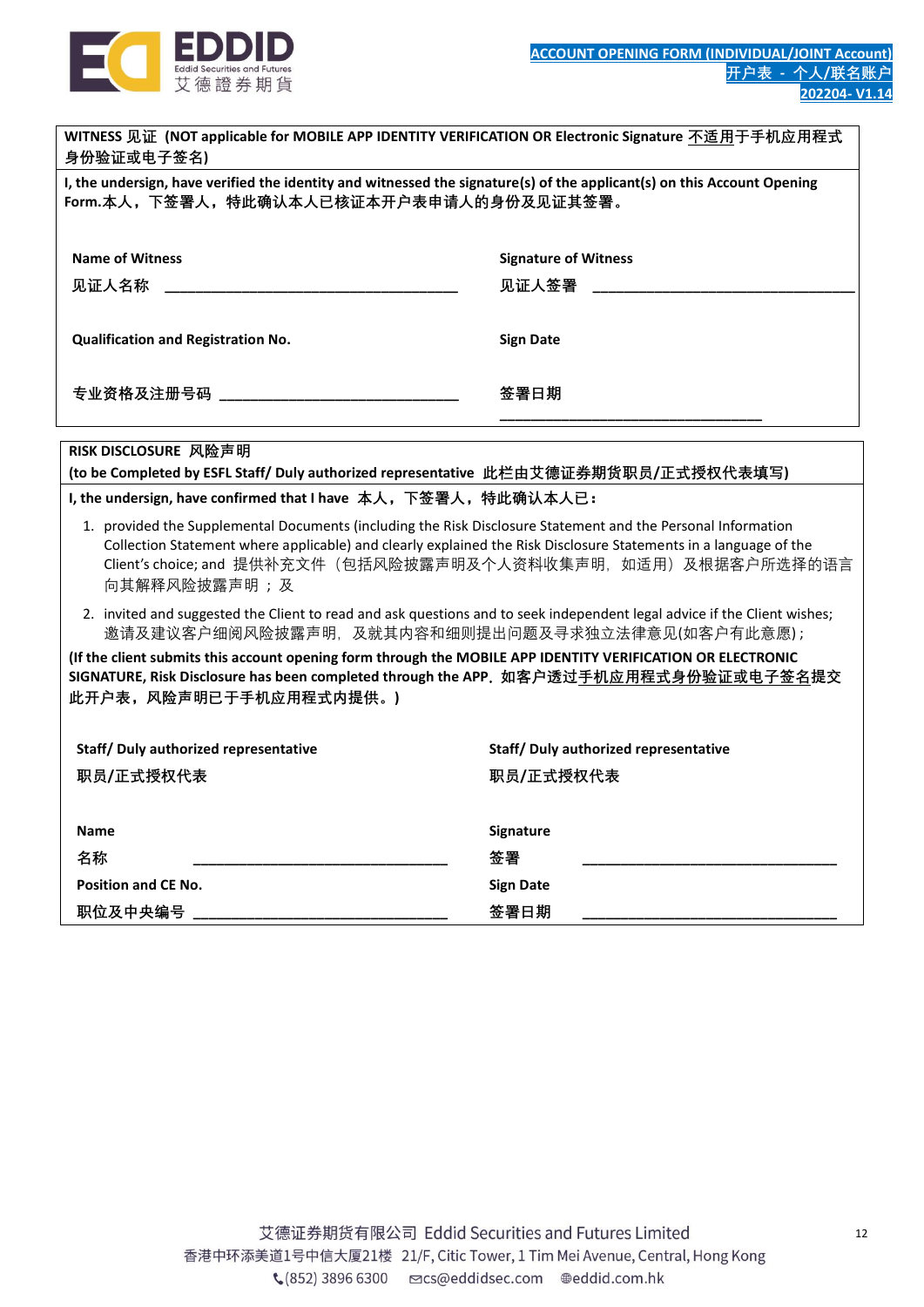**WITNESS 见证 (NOT applicable for MOBILE APP IDENTITY VERIFICATION OR Electronic Signature 不适用于手机应用程式身份验证或电子签名)**

**I, the undersign, have verified the identity and witnessed the signature(s) of the applicant(s) on this Account Opening Form.本人，下签署人，特此确认本人已核证本开户表申请人的身份及见证其签署。**

**Name of Witness**

**见证人名称** ________________________________________

**Signature of Witness**

**见证人签署** ____________________________________

**Qualification and Registration No.**

**专业资格及注册号码** ________________________________

**Sign Date**

**签署日期** ____________________________________

**RISK DISCLOSURE 风险声明**

**(to be Completed by ESFL Staff/ Duly authorized representative 此栏由艾德证券期货职员/正式授权代表填写)**

**I, the undersign, have confirmed that I have 本人，下签署人，特此确认本人已：**

1. provided the Supplemental Documents (including the Risk Disclosure Statement and the Personal Information Collection Statement where applicable) and clearly explained the Risk Disclosure Statements in a language of the Client's choice; and 提供补充文件（包括风险披露声明及个人资料收集声明，如适用）及根据客户所选择的语言向其解释风险披露声明；及
2. invited and suggested the Client to read and ask questions and to seek independent legal advice if the Client wishes; 邀请及建议客户细阅风险披露声明，及就其内容和细则提出问题及寻求独立法律意见(如客户有此意愿)；

**(If the client submits this account opening form through the MOBILE APP IDENTITY VERIFICATION OR ELECTRONIC SIGNATURE, Risk Disclosure has been completed through the APP. 如客户透过手机应用程式身份验证或电子签名提交此开户表，风险声明已于手机应用程式内提供。)**

**Staff/ Duly authorized representative**

**职员/正式授权代表**

**Name**

**名称** ____________________________________

**Position and CE No.**

**职位及中央编号** ____________________________________

**Staff/ Duly authorized representative**

**职员/正式授权代表**

**Signature**

**签署** ____________________________________

**Sign Date**

**签署日期** ____________________________________